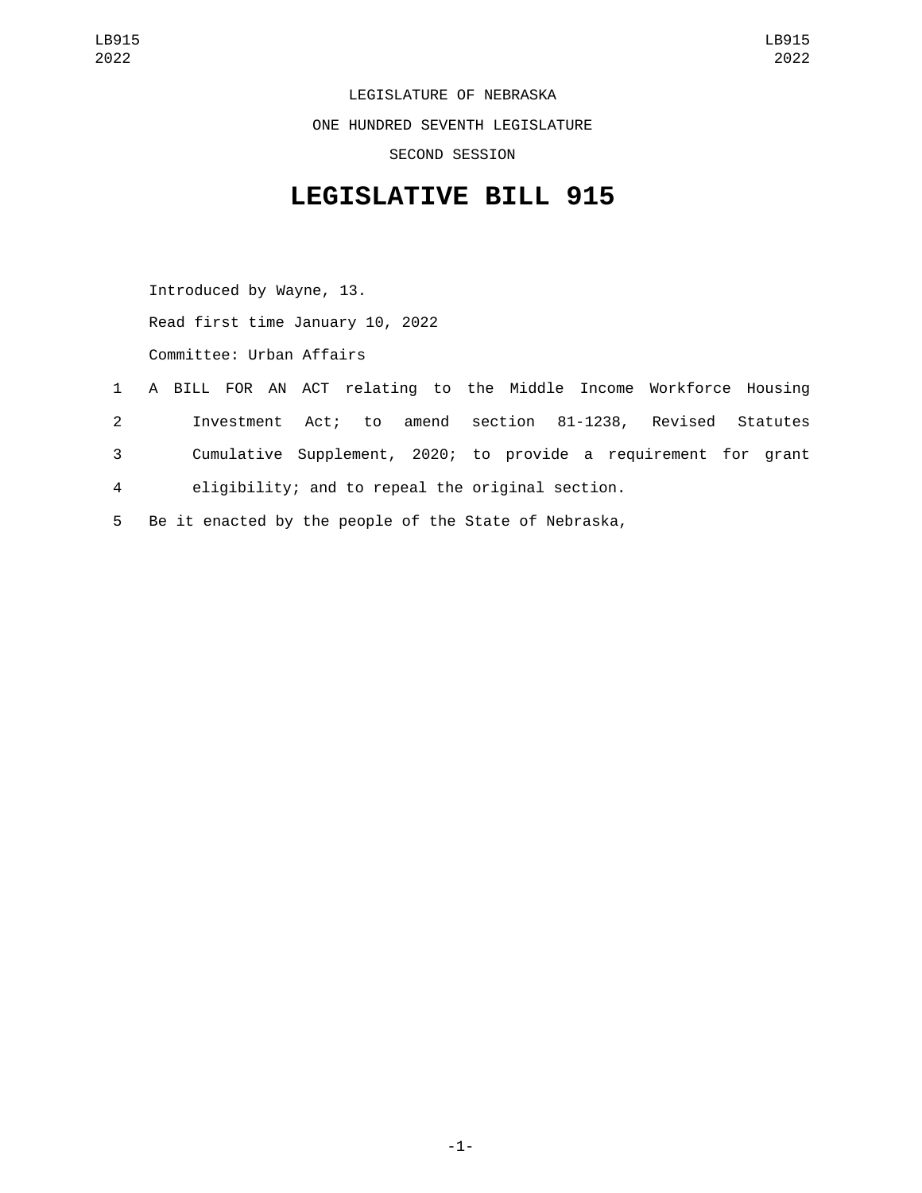LEGISLATURE OF NEBRASKA

ONE HUNDRED SEVENTH LEGISLATURE

SECOND SESSION

# LEGISLATIVE BILL 915

Introduced by Wayne, 13.

Read first time January 10, 2022

Committee: Urban Affairs

1 A BILL FOR AN ACT relating to the Middle Income Workforce Housing
2 Investment Act; to amend section 81-1238, Revised Statutes
3 Cumulative Supplement, 2020; to provide a requirement for grant
4 eligibility; and to repeal the original section.

5 Be it enacted by the people of the State of Nebraska,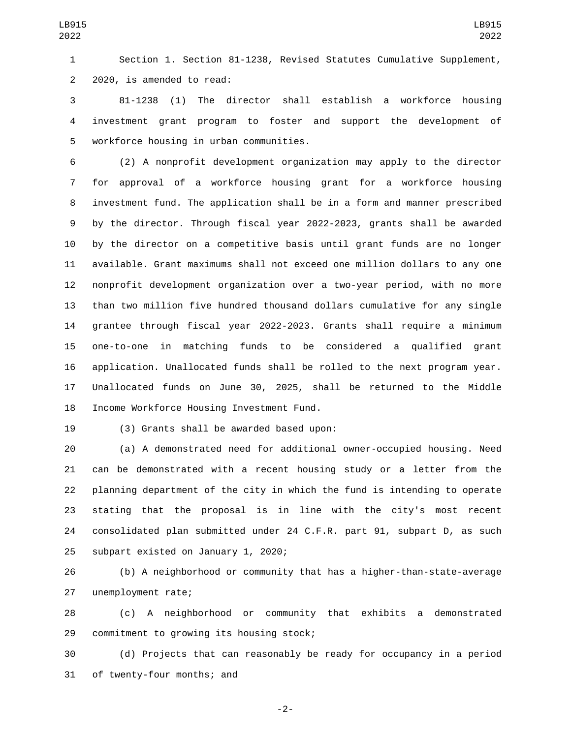Section 1. Section 81-1238, Revised Statutes Cumulative Supplement, 2020, is amended to read:

81-1238 (1) The director shall establish a workforce housing investment grant program to foster and support the development of workforce housing in urban communities.

(2) A nonprofit development organization may apply to the director for approval of a workforce housing grant for a workforce housing investment fund. The application shall be in a form and manner prescribed by the director. Through fiscal year 2022-2023, grants shall be awarded by the director on a competitive basis until grant funds are no longer available. Grant maximums shall not exceed one million dollars to any one nonprofit development organization over a two-year period, with no more than two million five hundred thousand dollars cumulative for any single grantee through fiscal year 2022-2023. Grants shall require a minimum one-to-one in matching funds to be considered a qualified grant application. Unallocated funds shall be rolled to the next program year. Unallocated funds on June 30, 2025, shall be returned to the Middle Income Workforce Housing Investment Fund.

(3) Grants shall be awarded based upon:

(a) A demonstrated need for additional owner-occupied housing. Need can be demonstrated with a recent housing study or a letter from the planning department of the city in which the fund is intending to operate stating that the proposal is in line with the city's most recent consolidated plan submitted under 24 C.F.R. part 91, subpart D, as such subpart existed on January 1, 2020;

(b) A neighborhood or community that has a higher-than-state-average unemployment rate;

(c) A neighborhood or community that exhibits a demonstrated commitment to growing its housing stock;

(d) Projects that can reasonably be ready for occupancy in a period of twenty-four months; and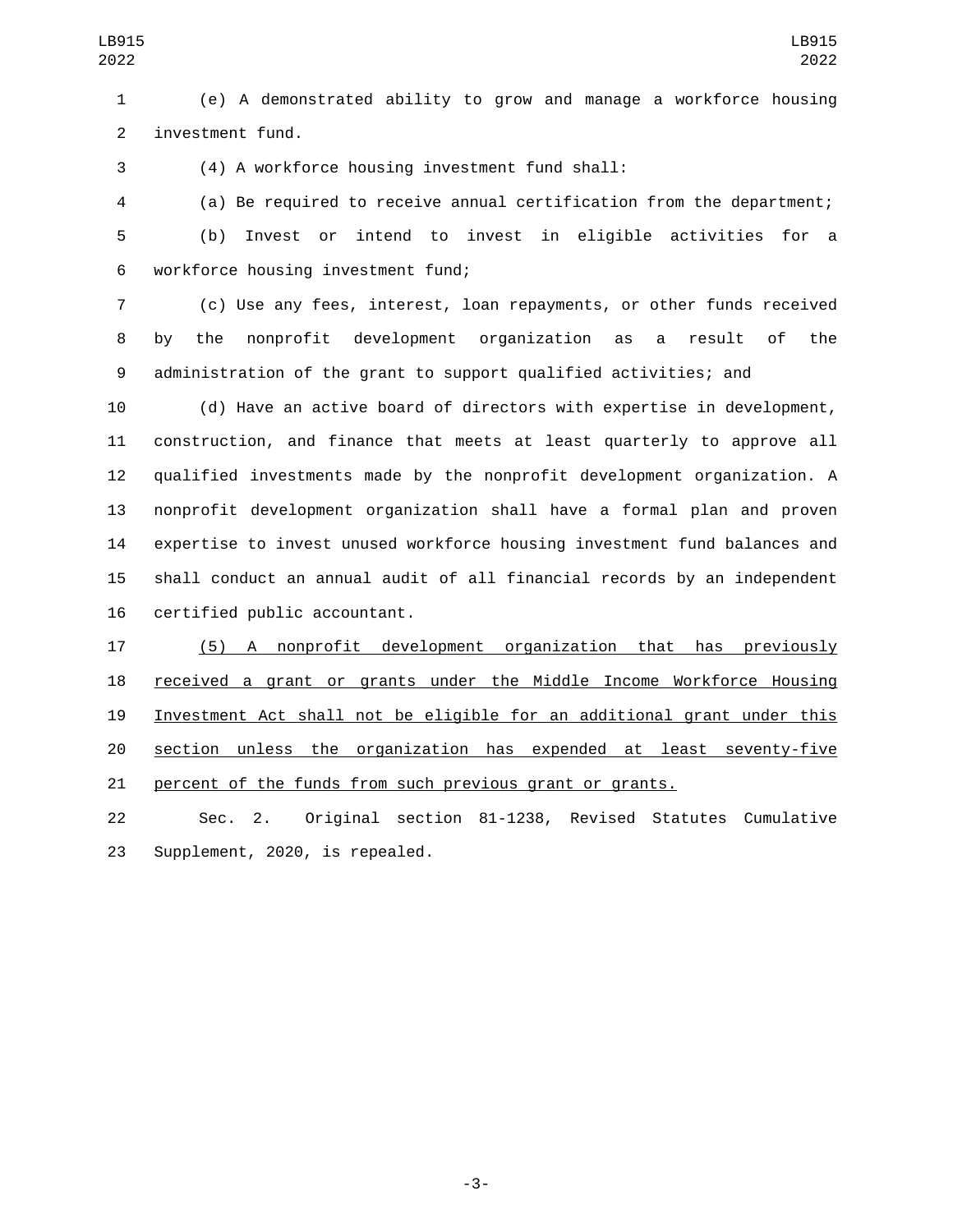(e) A demonstrated ability to grow and manage a workforce housing investment fund.

(4) A workforce housing investment fund shall:

(a) Be required to receive annual certification from the department;

(b) Invest or intend to invest in eligible activities for a workforce housing investment fund;

(c) Use any fees, interest, loan repayments, or other funds received by the nonprofit development organization as a result of the administration of the grant to support qualified activities; and

(d) Have an active board of directors with expertise in development, construction, and finance that meets at least quarterly to approve all qualified investments made by the nonprofit development organization. A nonprofit development organization shall have a formal plan and proven expertise to invest unused workforce housing investment fund balances and shall conduct an annual audit of all financial records by an independent certified public accountant.

(5) A nonprofit development organization that has previously received a grant or grants under the Middle Income Workforce Housing Investment Act shall not be eligible for an additional grant under this section unless the organization has expended at least seventy-five percent of the funds from such previous grant or grants.

Sec. 2. Original section 81-1238, Revised Statutes Cumulative Supplement, 2020, is repealed.